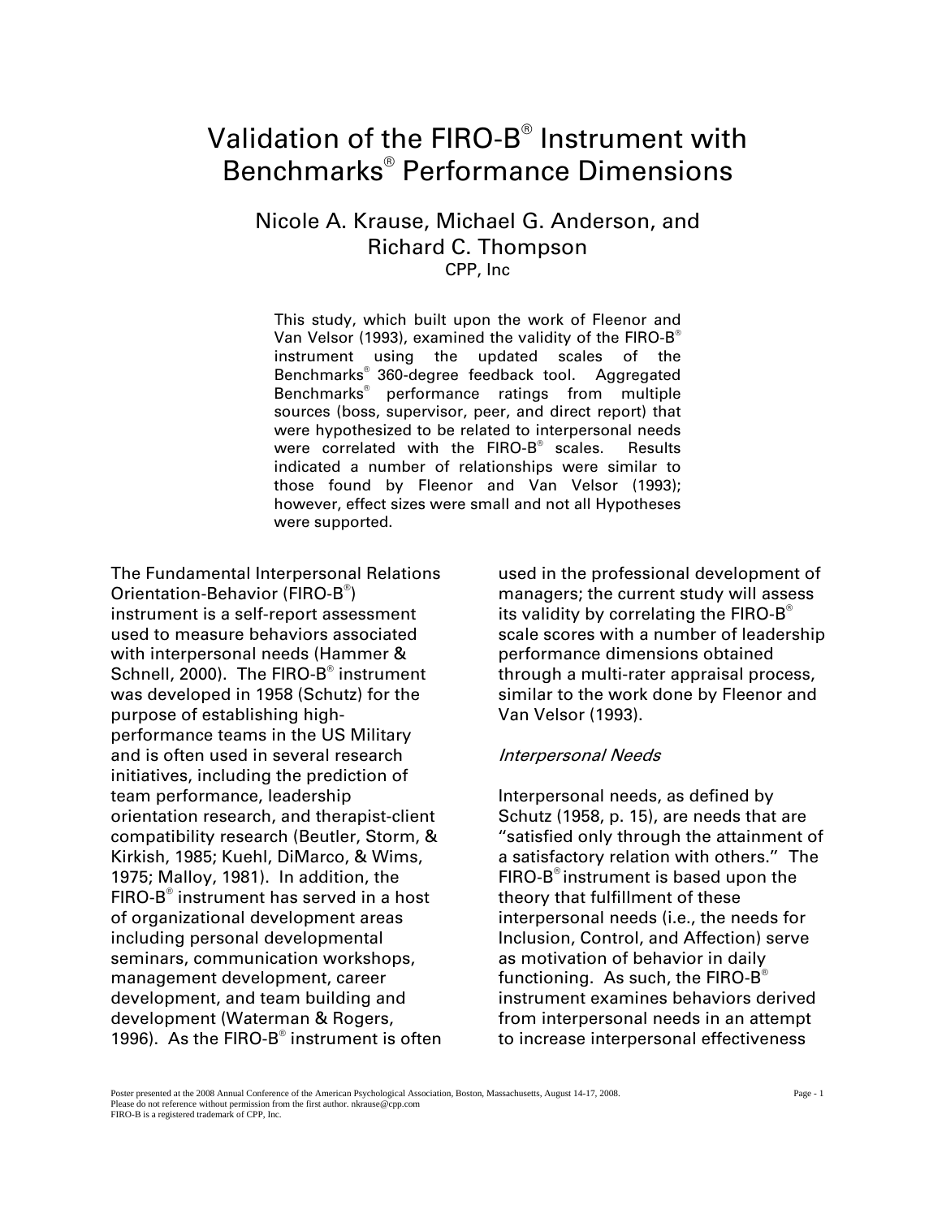# Validation of the FIRO-B® Instrument with Benchmarks® Performance Dimensions

Nicole A. Krause, Michael G. Anderson, and Richard C. Thompson

CPP, Inc

This study, which built upon the work of Fleenor and Van Velsor (1993), examined the validity of the FIRO-B® instrument using the updated scales of the Benchmarks® 360-degree feedback tool. Aggregated Benchmarks® performance ratings from multiple sources (boss, supervisor, peer, and direct report) that were hypothesized to be related to interpersonal needs were correlated with the FIRO-B® scales. Results indicated a number of relationships were similar to those found by Fleenor and Van Velsor (1993); however, effect sizes were small and not all Hypotheses were supported.

The Fundamental Interpersonal Relations Orientation-Behavior (FIRO-B®) instrument is a self-report assessment used to measure behaviors associated with interpersonal needs (Hammer & Schnell, 2000). The FIRO-B® instrument was developed in 1958 (Schutz) for the purpose of establishing high-performance teams in the US Military and is often used in several research initiatives, including the prediction of team performance, leadership orientation research, and therapist-client compatibility research (Beutler, Storm, & Kirkish, 1985; Kuehl, DiMarco, & Wims, 1975; Malloy, 1981). In addition, the FIRO-B® instrument has served in a host of organizational development areas including personal developmental seminars, communication workshops, management development, career development, and team building and development (Waterman & Rogers, 1996). As the FIRO-B® instrument is often used in the professional development of managers; the current study will assess its validity by correlating the FIRO-B® scale scores with a number of leadership performance dimensions obtained through a multi-rater appraisal process, similar to the work done by Fleenor and Van Velsor (1993).

### *Interpersonal Needs*

Interpersonal needs, as defined by Schutz (1958, p. 15), are needs that are "satisfied only through the attainment of a satisfactory relation with others." The FIRO-B® instrument is based upon the theory that fulfillment of these interpersonal needs (i.e., the needs for Inclusion, Control, and Affection) serve as motivation of behavior in daily functioning. As such, the FIRO-B® instrument examines behaviors derived from interpersonal needs in an attempt to increase interpersonal effectiveness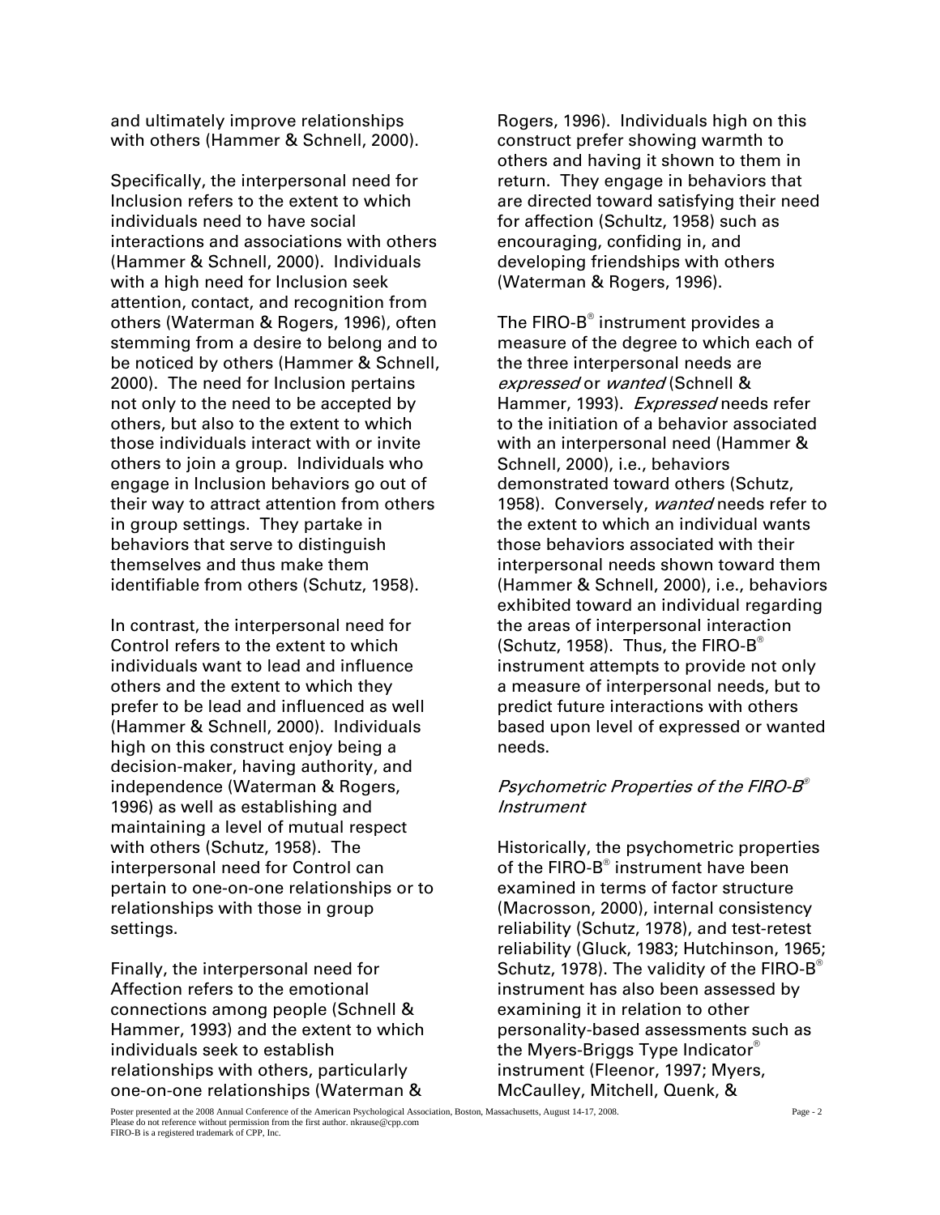and ultimately improve relationships with others (Hammer & Schnell, 2000).

Specifically, the interpersonal need for Inclusion refers to the extent to which individuals need to have social interactions and associations with others (Hammer & Schnell, 2000). Individuals with a high need for Inclusion seek attention, contact, and recognition from others (Waterman & Rogers, 1996), often stemming from a desire to belong and to be noticed by others (Hammer & Schnell, 2000). The need for Inclusion pertains not only to the need to be accepted by others, but also to the extent to which those individuals interact with or invite others to join a group. Individuals who engage in Inclusion behaviors go out of their way to attract attention from others in group settings. They partake in behaviors that serve to distinguish themselves and thus make them identifiable from others (Schutz, 1958).

In contrast, the interpersonal need for Control refers to the extent to which individuals want to lead and influence others and the extent to which they prefer to be lead and influenced as well (Hammer & Schnell, 2000). Individuals high on this construct enjoy being a decision-maker, having authority, and independence (Waterman & Rogers, 1996) as well as establishing and maintaining a level of mutual respect with others (Schutz, 1958). The interpersonal need for Control can pertain to one-on-one relationships or to relationships with those in group settings.

Finally, the interpersonal need for Affection refers to the emotional connections among people (Schnell & Hammer, 1993) and the extent to which individuals seek to establish relationships with others, particularly one-on-one relationships (Waterman & Rogers, 1996). Individuals high on this construct prefer showing warmth to others and having it shown to them in return. They engage in behaviors that are directed toward satisfying their need for affection (Schultz, 1958) such as encouraging, confiding in, and developing friendships with others (Waterman & Rogers, 1996).

The FIRO-B® instrument provides a measure of the degree to which each of the three interpersonal needs are *expressed* or *wanted* (Schnell & Hammer, 1993). *Expressed* needs refer to the initiation of a behavior associated with an interpersonal need (Hammer & Schnell, 2000), i.e., behaviors demonstrated toward others (Schutz, 1958). Conversely, *wanted* needs refer to the extent to which an individual wants those behaviors associated with their interpersonal needs shown toward them (Hammer & Schnell, 2000), i.e., behaviors exhibited toward an individual regarding the areas of interpersonal interaction (Schutz, 1958). Thus, the FIRO-B® instrument attempts to provide not only a measure of interpersonal needs, but to predict future interactions with others based upon level of expressed or wanted needs.

### *Psychometric Properties of the FIRO-B® Instrument*

Historically, the psychometric properties of the FIRO-B® instrument have been examined in terms of factor structure (Macrosson, 2000), internal consistency reliability (Schutz, 1978), and test-retest reliability (Gluck, 1983; Hutchinson, 1965; Schutz, 1978). The validity of the FIRO-B® instrument has also been assessed by examining it in relation to other personality-based assessments such as the Myers-Briggs Type Indicator® instrument (Fleenor, 1997; Myers, McCaulley, Mitchell, Quenk, &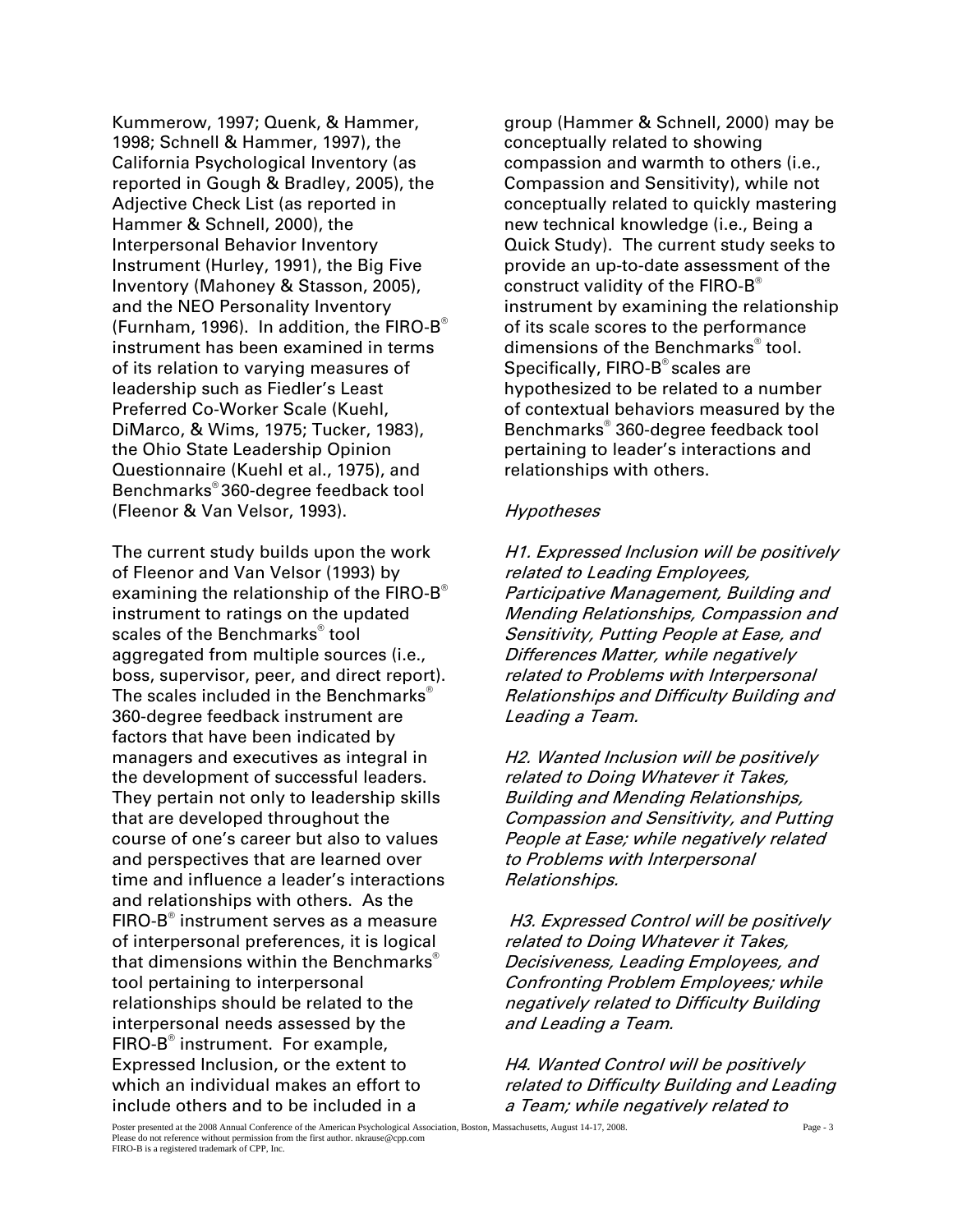Kummerow, 1997; Quenk, & Hammer, 1998; Schnell & Hammer, 1997), the California Psychological Inventory (as reported in Gough & Bradley, 2005), the Adjective Check List (as reported in Hammer & Schnell, 2000), the Interpersonal Behavior Inventory Instrument (Hurley, 1991), the Big Five Inventory (Mahoney & Stasson, 2005), and the NEO Personality Inventory (Furnham, 1996). In addition, the FIRO-B® instrument has been examined in terms of its relation to varying measures of leadership such as Fiedler's Least Preferred Co-Worker Scale (Kuehl, DiMarco, & Wims, 1975; Tucker, 1983), the Ohio State Leadership Opinion Questionnaire (Kuehl et al., 1975), and Benchmarks® 360-degree feedback tool (Fleenor & Van Velsor, 1993).

The current study builds upon the work of Fleenor and Van Velsor (1993) by examining the relationship of the FIRO-B® instrument to ratings on the updated scales of the Benchmarks® tool aggregated from multiple sources (i.e., boss, supervisor, peer, and direct report). The scales included in the Benchmarks® 360-degree feedback instrument are factors that have been indicated by managers and executives as integral in the development of successful leaders. They pertain not only to leadership skills that are developed throughout the course of one's career but also to values and perspectives that are learned over time and influence a leader's interactions and relationships with others. As the FIRO-B® instrument serves as a measure of interpersonal preferences, it is logical that dimensions within the Benchmarks® tool pertaining to interpersonal relationships should be related to the interpersonal needs assessed by the FIRO-B® instrument. For example, Expressed Inclusion, or the extent to which an individual makes an effort to include others and to be included in a group (Hammer & Schnell, 2000) may be conceptually related to showing compassion and warmth to others (i.e., Compassion and Sensitivity), while not conceptually related to quickly mastering new technical knowledge (i.e., Being a Quick Study). The current study seeks to provide an up-to-date assessment of the construct validity of the FIRO-B® instrument by examining the relationship of its scale scores to the performance dimensions of the Benchmarks® tool. Specifically, FIRO-B® scales are hypothesized to be related to a number of contextual behaviors measured by the Benchmarks® 360-degree feedback tool pertaining to leader's interactions and relationships with others.

*Hypotheses*

*H1. Expressed Inclusion will be positively related to Leading Employees, Participative Management, Building and Mending Relationships, Compassion and Sensitivity, Putting People at Ease, and Differences Matter, while negatively related to Problems with Interpersonal Relationships and Difficulty Building and Leading a Team.*

*H2. Wanted Inclusion will be positively related to Doing Whatever it Takes, Building and Mending Relationships, Compassion and Sensitivity, and Putting People at Ease; while negatively related to Problems with Interpersonal Relationships.*

*H3. Expressed Control will be positively related to Doing Whatever it Takes, Decisiveness, Leading Employees, and Confronting Problem Employees; while negatively related to Difficulty Building and Leading a Team.*

*H4. Wanted Control will be positively related to Difficulty Building and Leading a Team; while negatively related to*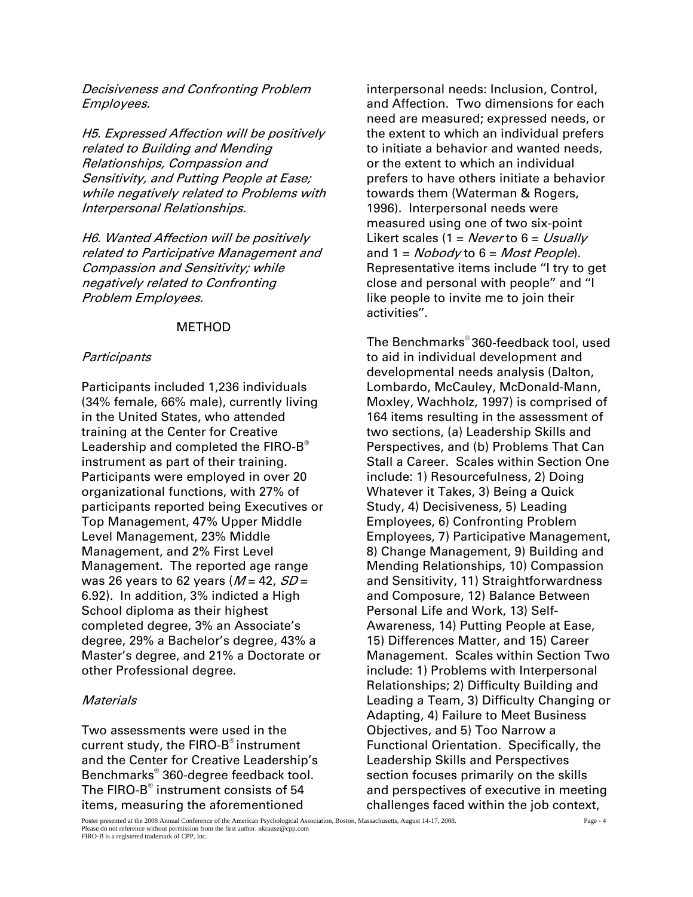*Decisiveness and Confronting Problem Employees.*

*H5. Expressed Affection will be positively related to Building and Mending Relationships, Compassion and Sensitivity, and Putting People at Ease; while negatively related to Problems with Interpersonal Relationships.*

*H6. Wanted Affection will be positively related to Participative Management and Compassion and Sensitivity; while negatively related to Confronting Problem Employees.*

## METHOD

### *Participants*

Participants included 1,236 individuals (34% female, 66% male), currently living in the United States, who attended training at the Center for Creative Leadership and completed the FIRO-B® instrument as part of their training. Participants were employed in over 20 organizational functions, with 27% of participants reported being Executives or Top Management, 47% Upper Middle Level Management, 23% Middle Management, and 2% First Level Management. The reported age range was 26 years to 62 years ($M$ = 42, $SD$ = 6.92). In addition, 3% indicted a High School diploma as their highest completed degree, 3% an Associate's degree, 29% a Bachelor's degree, 43% a Master's degree, and 21% a Doctorate or other Professional degree.

### *Materials*

Two assessments were used in the current study, the FIRO-B® instrument and the Center for Creative Leadership's Benchmarks® 360-degree feedback tool. The FIRO-B® instrument consists of 54 items, measuring the aforementioned interpersonal needs: Inclusion, Control, and Affection. Two dimensions for each need are measured; expressed needs, or the extent to which an individual prefers to initiate a behavior and wanted needs, or the extent to which an individual prefers to have others initiate a behavior towards them (Waterman & Rogers, 1996). Interpersonal needs were measured using one of two six-point Likert scales (1 = *Never* to 6 = *Usually* and 1 = *Nobody* to 6 = *Most People*). Representative items include "I try to get close and personal with people" and "I like people to invite me to join their activities".

The Benchmarks® 360-feedback tool, used to aid in individual development and developmental needs analysis (Dalton, Lombardo, McCauley, McDonald-Mann, Moxley, Wachholz, 1997) is comprised of 164 items resulting in the assessment of two sections, (a) Leadership Skills and Perspectives, and (b) Problems That Can Stall a Career. Scales within Section One include: 1) Resourcefulness, 2) Doing Whatever it Takes, 3) Being a Quick Study, 4) Decisiveness, 5) Leading Employees, 6) Confronting Problem Employees, 7) Participative Management, 8) Change Management, 9) Building and Mending Relationships, 10) Compassion and Sensitivity, 11) Straightforwardness and Composure, 12) Balance Between Personal Life and Work, 13) Self-Awareness, 14) Putting People at Ease, 15) Differences Matter, and 15) Career Management. Scales within Section Two include: 1) Problems with Interpersonal Relationships; 2) Difficulty Building and Leading a Team, 3) Difficulty Changing or Adapting, 4) Failure to Meet Business Objectives, and 5) Too Narrow a Functional Orientation. Specifically, the Leadership Skills and Perspectives section focuses primarily on the skills and perspectives of executive in meeting challenges faced within the job context,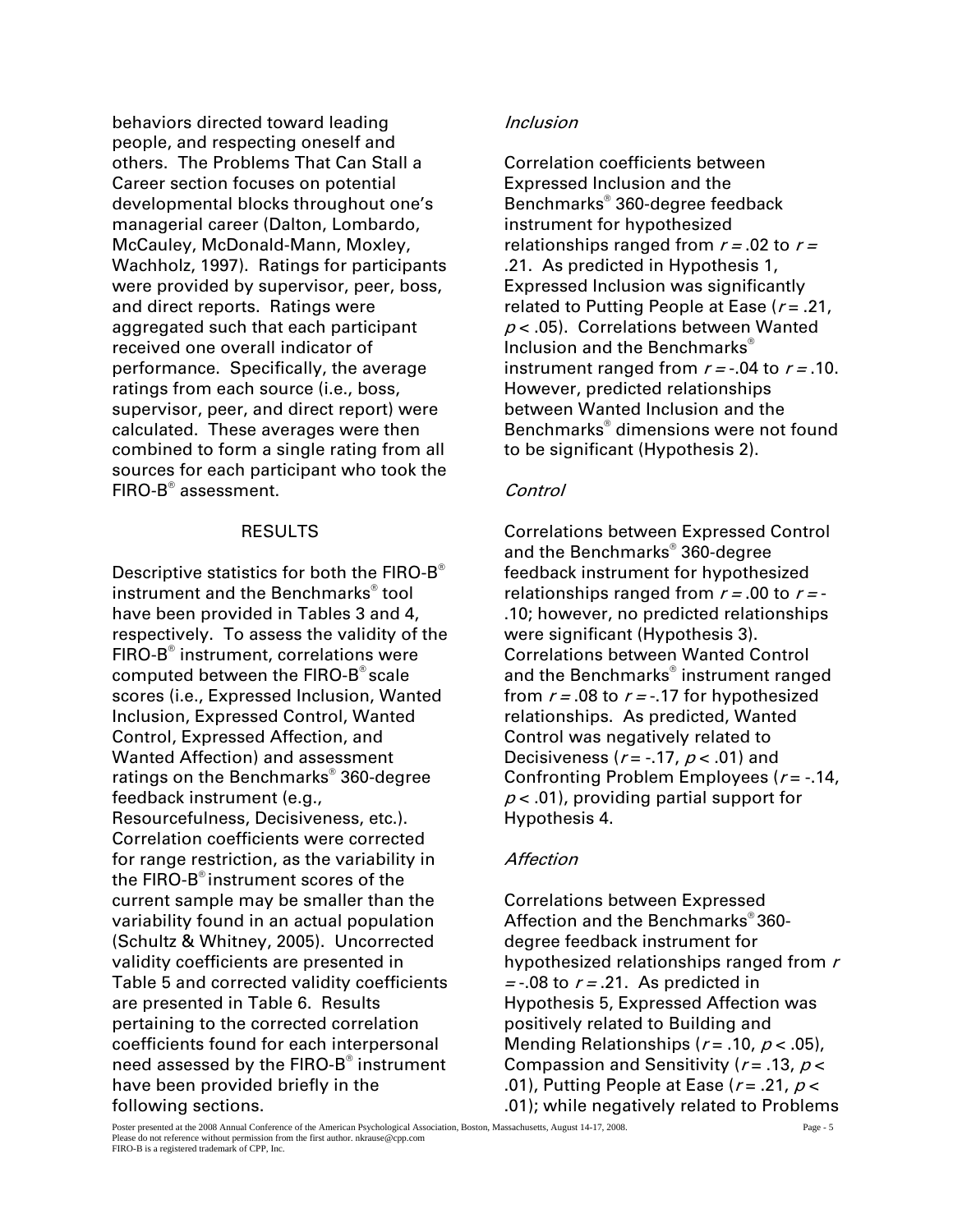behaviors directed toward leading people, and respecting oneself and others. The Problems That Can Stall a Career section focuses on potential developmental blocks throughout one's managerial career (Dalton, Lombardo, McCauley, McDonald-Mann, Moxley, Wachholz, 1997). Ratings for participants were provided by supervisor, peer, boss, and direct reports. Ratings were aggregated such that each participant received one overall indicator of performance. Specifically, the average ratings from each source (i.e., boss, supervisor, peer, and direct report) were calculated. These averages were then combined to form a single rating from all sources for each participant who took the FIRO-B® assessment.

## RESULTS

Descriptive statistics for both the FIRO-B® instrument and the Benchmarks® tool have been provided in Tables 3 and 4, respectively. To assess the validity of the FIRO-B® instrument, correlations were computed between the FIRO-B® scale scores (i.e., Expressed Inclusion, Wanted Inclusion, Expressed Control, Wanted Control, Expressed Affection, and Wanted Affection) and assessment ratings on the Benchmarks® 360-degree feedback instrument (e.g., Resourcefulness, Decisiveness, etc.). Correlation coefficients were corrected for range restriction, as the variability in the FIRO-B® instrument scores of the current sample may be smaller than the variability found in an actual population (Schultz & Whitney, 2005). Uncorrected validity coefficients are presented in Table 5 and corrected validity coefficients are presented in Table 6. Results pertaining to the corrected correlation coefficients found for each interpersonal need assessed by the FIRO-B® instrument have been provided briefly in the following sections.

### *Inclusion*

Correlation coefficients between Expressed Inclusion and the Benchmarks® 360-degree feedback instrument for hypothesized relationships ranged from $r = .02$ to $r = .21$. As predicted in Hypothesis 1, Expressed Inclusion was significantly related to Putting People at Ease ($r = .21$, $p < .05$). Correlations between Wanted Inclusion and the Benchmarks® instrument ranged from $r = -.04$ to $r = .10$. However, predicted relationships between Wanted Inclusion and the Benchmarks® dimensions were not found to be significant (Hypothesis 2).

### *Control*

Correlations between Expressed Control and the Benchmarks® 360-degree feedback instrument for hypothesized relationships ranged from $r = .00$ to $r = -.10$; however, no predicted relationships were significant (Hypothesis 3). Correlations between Wanted Control and the Benchmarks® instrument ranged from $r = .08$ to $r = -.17$ for hypothesized relationships. As predicted, Wanted Control was negatively related to Decisiveness ($r = -.17$, $p < .01$) and Confronting Problem Employees ($r = -.14$, $p < .01$), providing partial support for Hypothesis 4.

### *Affection*

Correlations between Expressed Affection and the Benchmarks® 360-degree feedback instrument for hypothesized relationships ranged from $r = -.08$ to $r = .21$. As predicted in Hypothesis 5, Expressed Affection was positively related to Building and Mending Relationships ($r = .10$, $p < .05$), Compassion and Sensitivity ($r = .13$, $p < .01$), Putting People at Ease ($r = .21$, $p < .01$); while negatively related to Problems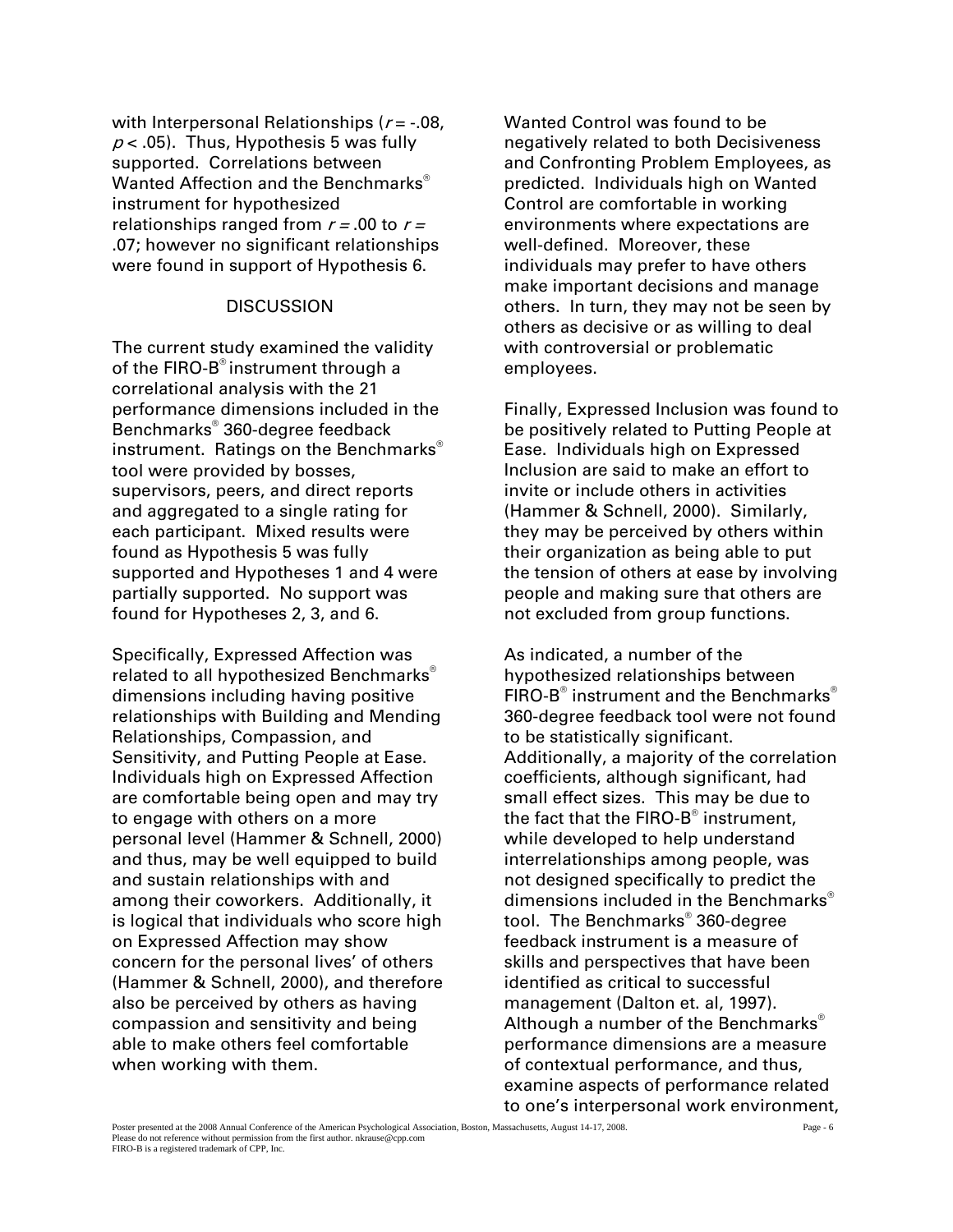with Interpersonal Relationships ($r = -.08$, $p < .05$). Thus, Hypothesis 5 was fully supported. Correlations between Wanted Affection and the Benchmarks® instrument for hypothesized relationships ranged from $r = .00$ to $r = .07$; however no significant relationships were found in support of Hypothesis 6.

## DISCUSSION

The current study examined the validity of the FIRO-B® instrument through a correlational analysis with the 21 performance dimensions included in the Benchmarks® 360-degree feedback instrument. Ratings on the Benchmarks® tool were provided by bosses, supervisors, peers, and direct reports and aggregated to a single rating for each participant. Mixed results were found as Hypothesis 5 was fully supported and Hypotheses 1 and 4 were partially supported. No support was found for Hypotheses 2, 3, and 6.

Specifically, Expressed Affection was related to all hypothesized Benchmarks® dimensions including having positive relationships with Building and Mending Relationships, Compassion, and Sensitivity, and Putting People at Ease. Individuals high on Expressed Affection are comfortable being open and may try to engage with others on a more personal level (Hammer & Schnell, 2000) and thus, may be well equipped to build and sustain relationships with and among their coworkers. Additionally, it is logical that individuals who score high on Expressed Affection may show concern for the personal lives' of others (Hammer & Schnell, 2000), and therefore also be perceived by others as having compassion and sensitivity and being able to make others feel comfortable when working with them.

Wanted Control was found to be negatively related to both Decisiveness and Confronting Problem Employees, as predicted. Individuals high on Wanted Control are comfortable in working environments where expectations are well-defined. Moreover, these individuals may prefer to have others make important decisions and manage others. In turn, they may not be seen by others as decisive or as willing to deal with controversial or problematic employees.

Finally, Expressed Inclusion was found to be positively related to Putting People at Ease. Individuals high on Expressed Inclusion are said to make an effort to invite or include others in activities (Hammer & Schnell, 2000). Similarly, they may be perceived by others within their organization as being able to put the tension of others at ease by involving people and making sure that others are not excluded from group functions.

As indicated, a number of the hypothesized relationships between FIRO-B® instrument and the Benchmarks® 360-degree feedback tool were not found to be statistically significant. Additionally, a majority of the correlation coefficients, although significant, had small effect sizes. This may be due to the fact that the FIRO-B® instrument, while developed to help understand interrelationships among people, was not designed specifically to predict the dimensions included in the Benchmarks® tool. The Benchmarks® 360-degree feedback instrument is a measure of skills and perspectives that have been identified as critical to successful management (Dalton et. al, 1997). Although a number of the Benchmarks® performance dimensions are a measure of contextual performance, and thus, examine aspects of performance related to one's interpersonal work environment,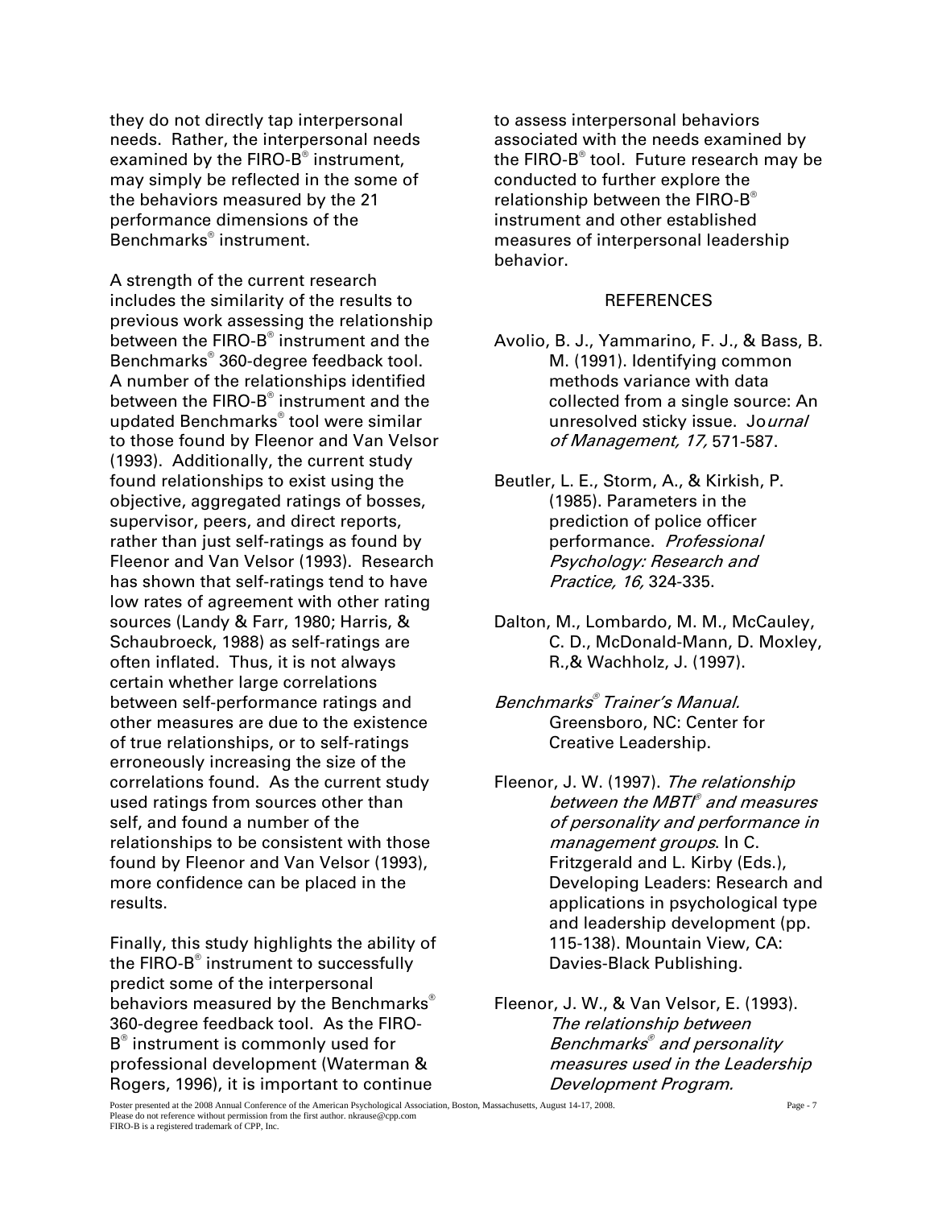they do not directly tap interpersonal needs. Rather, the interpersonal needs examined by the FIRO-B® instrument, may simply be reflected in the some of the behaviors measured by the 21 performance dimensions of the Benchmarks® instrument.

A strength of the current research includes the similarity of the results to previous work assessing the relationship between the FIRO-B® instrument and the Benchmarks® 360-degree feedback tool. A number of the relationships identified between the FIRO-B® instrument and the updated Benchmarks® tool were similar to those found by Fleenor and Van Velsor (1993). Additionally, the current study found relationships to exist using the objective, aggregated ratings of bosses, supervisor, peers, and direct reports, rather than just self-ratings as found by Fleenor and Van Velsor (1993). Research has shown that self-ratings tend to have low rates of agreement with other rating sources (Landy & Farr, 1980; Harris, & Schaubroeck, 1988) as self-ratings are often inflated. Thus, it is not always certain whether large correlations between self-performance ratings and other measures are due to the existence of true relationships, or to self-ratings erroneously increasing the size of the correlations found. As the current study used ratings from sources other than self, and found a number of the relationships to be consistent with those found by Fleenor and Van Velsor (1993), more confidence can be placed in the results.

Finally, this study highlights the ability of the FIRO-B® instrument to successfully predict some of the interpersonal behaviors measured by the Benchmarks® 360-degree feedback tool. As the FIRO-B® instrument is commonly used for professional development (Waterman & Rogers, 1996), it is important to continue to assess interpersonal behaviors associated with the needs examined by the FIRO-B® tool. Future research may be conducted to further explore the relationship between the FIRO-B® instrument and other established measures of interpersonal leadership behavior.

## REFERENCES

Avolio, B. J., Yammarino, F. J., & Bass, B. M. (1991). Identifying common methods variance with data collected from a single source: An unresolved sticky issue. *Journal of Management, 17,* 571-587.

Beutler, L. E., Storm, A., & Kirkish, P. (1985). Parameters in the prediction of police officer performance. *Professional Psychology: Research and Practice, 16,* 324-335.

Dalton, M., Lombardo, M. M., McCauley, C. D., McDonald-Mann, D. Moxley, R.,& Wachholz, J. (1997).

*Benchmarks® Trainer's Manual.* Greensboro, NC: Center for Creative Leadership.

Fleenor, J. W. (1997). *The relationship between the MBTI® and measures of personality and performance in management groups*. In C. Fritzgerald and L. Kirby (Eds.), Developing Leaders: Research and applications in psychological type and leadership development (pp. 115-138). Mountain View, CA: Davies-Black Publishing.

Fleenor, J. W., & Van Velsor, E. (1993). *The relationship between Benchmarks® and personality measures used in the Leadership Development Program.*

Poster presented at the 2008 Annual Conference of the American Psychological Association, Boston, Massachusetts, August 14-17, 2008.
Please do not reference without permission from the first author. nkrause@cpp.com
FIRO-B is a registered trademark of CPP, Inc.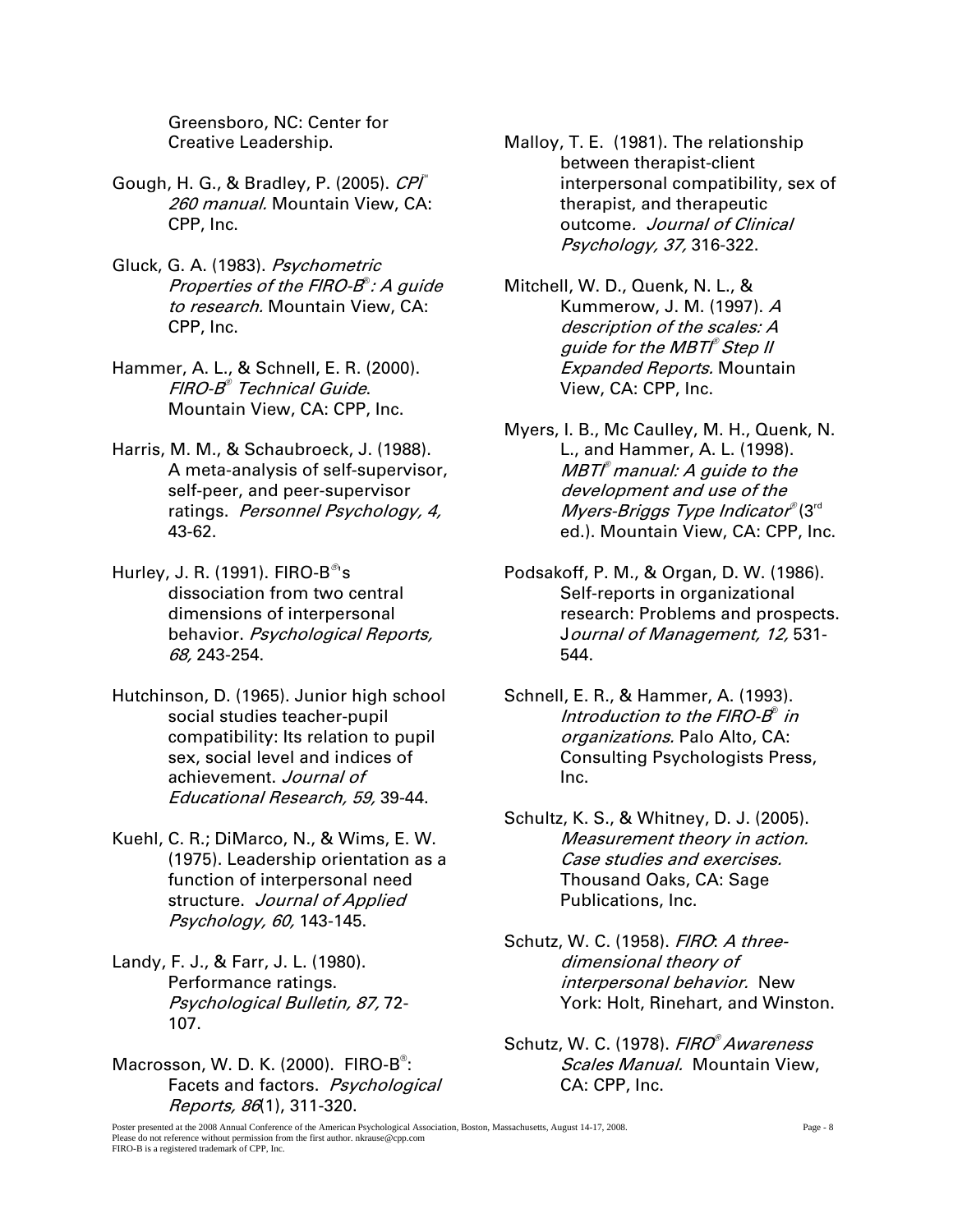Greensboro, NC: Center for Creative Leadership.

Gough, H. G., & Bradley, P. (2005). *CPI™ 260 manual.* Mountain View, CA: CPP, Inc.

Gluck, G. A. (1983). *Psychometric Properties of the FIRO-B®: A guide to research.* Mountain View, CA: CPP, Inc.

Hammer, A. L., & Schnell, E. R. (2000). *FIRO-B® Technical Guide*. Mountain View, CA: CPP, Inc.

Harris, M. M., & Schaubroeck, J. (1988). A meta-analysis of self-supervisor, self-peer, and peer-supervisor ratings. *Personnel Psychology, 4,* 43-62.

Hurley, J. R. (1991). FIRO-B®'s dissociation from two central dimensions of interpersonal behavior. *Psychological Reports, 68,* 243-254.

Hutchinson, D. (1965). Junior high school social studies teacher-pupil compatibility: Its relation to pupil sex, social level and indices of achievement. *Journal of Educational Research, 59,* 39-44.

Kuehl, C. R.; DiMarco, N., & Wims, E. W. (1975). Leadership orientation as a function of interpersonal need structure. *Journal of Applied Psychology, 60,* 143-145.

Landy, F. J., & Farr, J. L. (1980). Performance ratings. *Psychological Bulletin, 87,* 72-107.

Macrosson, W. D. K. (2000). FIRO-B®: Facets and factors. *Psychological Reports, 86*(1), 311-320.

Malloy, T. E. (1981). The relationship between therapist-client interpersonal compatibility, sex of therapist, and therapeutic outcome. *Journal of Clinical Psychology, 37,* 316-322.

Mitchell, W. D., Quenk, N. L., & Kummerow, J. M. (1997). *A description of the scales: A guide for the MBTI® Step II Expanded Reports.* Mountain View, CA: CPP, Inc.

Myers, I. B., Mc Caulley, M. H., Quenk, N. L., and Hammer, A. L. (1998). *MBTI® manual: A guide to the development and use of the Myers-Briggs Type Indicator®* (3rd ed.). Mountain View, CA: CPP, Inc.

Podsakoff, P. M., & Organ, D. W. (1986). Self-reports in organizational research: Problems and prospects. *Journal of Management, 12,* 531-544.

Schnell, E. R., & Hammer, A. (1993). *Introduction to the FIRO-B® in organizations.* Palo Alto, CA: Consulting Psychologists Press, Inc.

Schultz, K. S., & Whitney, D. J. (2005). *Measurement theory in action. Case studies and exercises.* Thousand Oaks, CA: Sage Publications, Inc.

Schutz, W. C. (1958). *FIRO: A three-dimensional theory of interpersonal behavior.* New York: Holt, Rinehart, and Winston.

Schutz, W. C. (1978). *FIRO® Awareness Scales Manual.* Mountain View, CA: CPP, Inc.

Poster presented at the 2008 Annual Conference of the American Psychological Association, Boston, Massachusetts, August 14-17, 2008.
Please do not reference without permission from the first author. nkrause@cpp.com
FIRO-B is a registered trademark of CPP, Inc.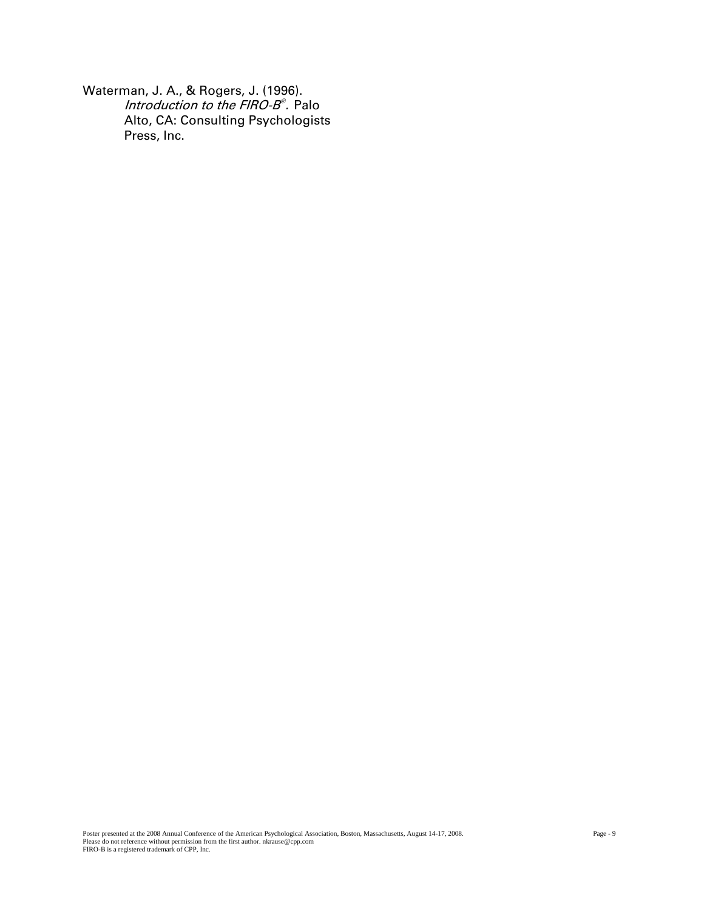Waterman, J. A., & Rogers, J. (1996). *Introduction to the FIRO-B®.* Palo Alto, CA: Consulting Psychologists Press, Inc.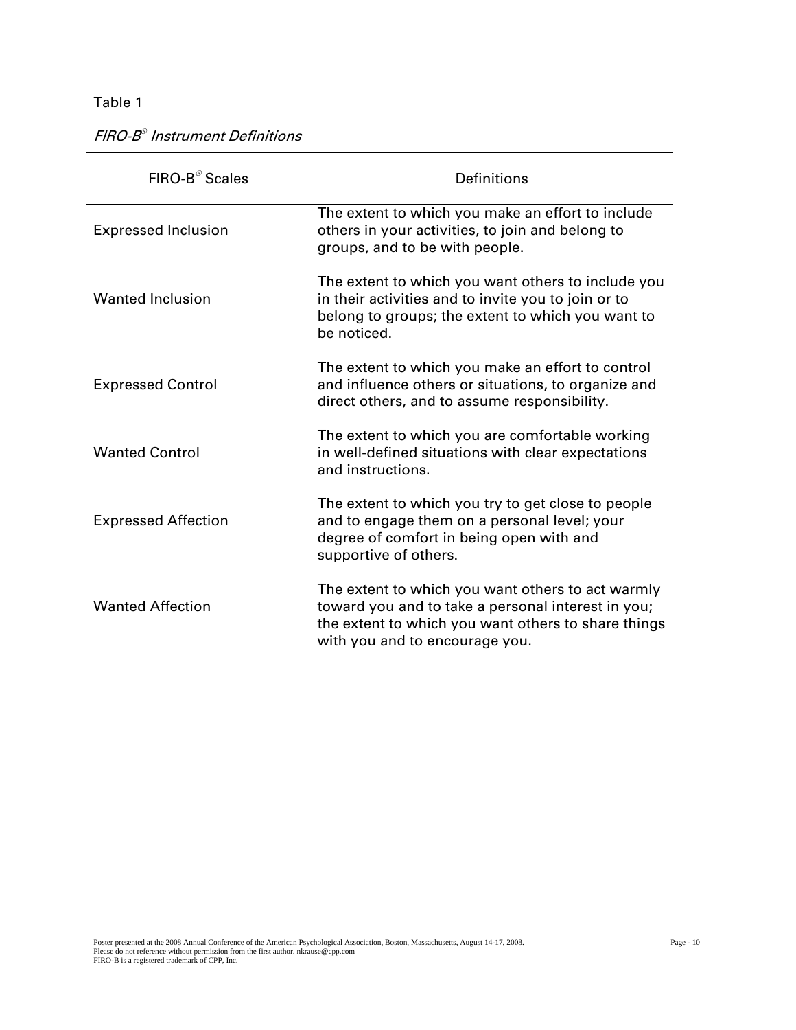Table 1

*FIRO-B® Instrument Definitions*

| FIRO-B® Scales | Definitions |
|---|---|
| Expressed Inclusion | The extent to which you make an effort to include others in your activities, to join and belong to groups, and to be with people. |
| Wanted Inclusion | The extent to which you want others to include you in their activities and to invite you to join or to belong to groups; the extent to which you want to be noticed. |
| Expressed Control | The extent to which you make an effort to control and influence others or situations, to organize and direct others, and to assume responsibility. |
| Wanted Control | The extent to which you are comfortable working in well-defined situations with clear expectations and instructions. |
| Expressed Affection | The extent to which you try to get close to people and to engage them on a personal level; your degree of comfort in being open with and supportive of others. |
| Wanted Affection | The extent to which you want others to act warmly toward you and to take a personal interest in you; the extent to which you want others to share things with you and to encourage you. |

Poster presented at the 2008 Annual Conference of the American Psychological Association, Boston, Massachusetts, August 14-17, 2008.
Please do not reference without permission from the first author. nkrause@cpp.com
FIRO-B is a registered trademark of CPP, Inc.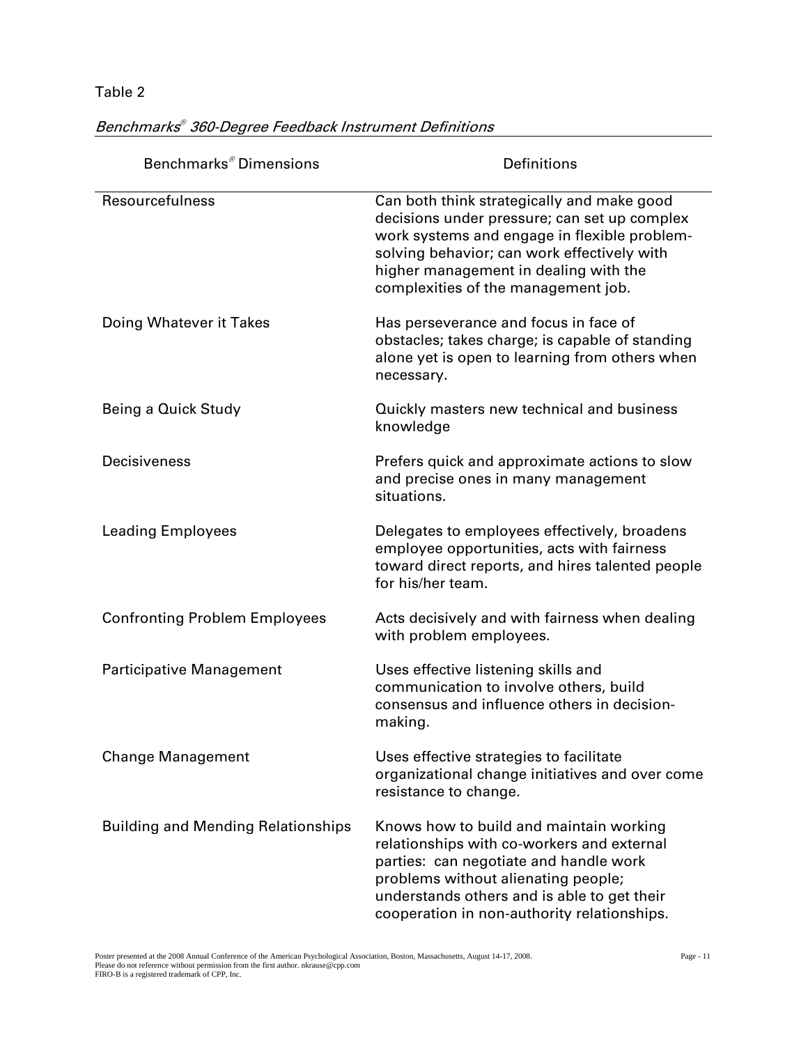Table 2

*Benchmarks® 360-Degree Feedback Instrument Definitions*

| Benchmarks® Dimensions | Definitions |
|---|---|
| Resourcefulness | Can both think strategically and make good decisions under pressure; can set up complex work systems and engage in flexible problem-solving behavior; can work effectively with higher management in dealing with the complexities of the management job. |
| Doing Whatever it Takes | Has perseverance and focus in face of obstacles; takes charge; is capable of standing alone yet is open to learning from others when necessary. |
| Being a Quick Study | Quickly masters new technical and business knowledge |
| Decisiveness | Prefers quick and approximate actions to slow and precise ones in many management situations. |
| Leading Employees | Delegates to employees effectively, broadens employee opportunities, acts with fairness toward direct reports, and hires talented people for his/her team. |
| Confronting Problem Employees | Acts decisively and with fairness when dealing with problem employees. |
| Participative Management | Uses effective listening skills and communication to involve others, build consensus and influence others in decision-making. |
| Change Management | Uses effective strategies to facilitate organizational change initiatives and over come resistance to change. |
| Building and Mending Relationships | Knows how to build and maintain working relationships with co-workers and external parties: can negotiate and handle work problems without alienating people; understands others and is able to get their cooperation in non-authority relationships. |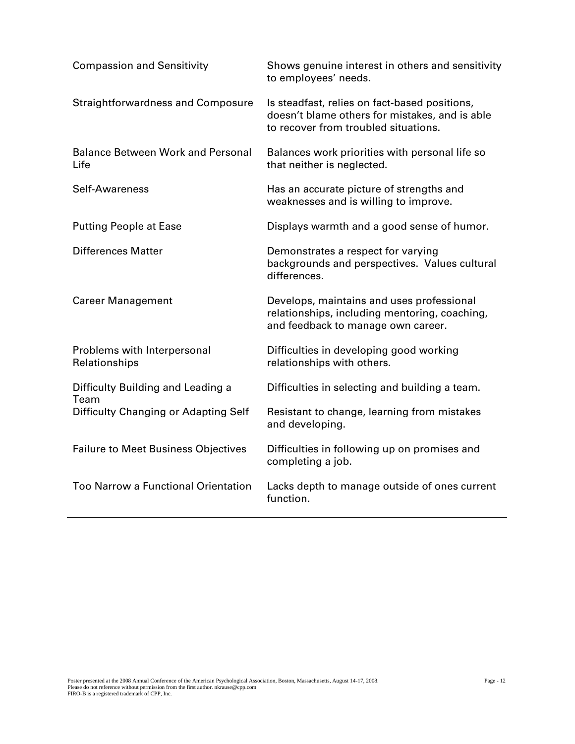| | |
|---|---|
| Compassion and Sensitivity | Shows genuine interest in others and sensitivity to employees' needs. |
| Straightforwardness and Composure | Is steadfast, relies on fact-based positions, doesn't blame others for mistakes, and is able to recover from troubled situations. |
| Balance Between Work and Personal Life | Balances work priorities with personal life so that neither is neglected. |
| Self-Awareness | Has an accurate picture of strengths and weaknesses and is willing to improve. |
| Putting People at Ease | Displays warmth and a good sense of humor. |
| Differences Matter | Demonstrates a respect for varying backgrounds and perspectives. Values cultural differences. |
| Career Management | Develops, maintains and uses professional relationships, including mentoring, coaching, and feedback to manage own career. |
| Problems with Interpersonal Relationships | Difficulties in developing good working relationships with others. |
| Difficulty Building and Leading a Team | Difficulties in selecting and building a team. |
| Difficulty Changing or Adapting Self | Resistant to change, learning from mistakes and developing. |
| Failure to Meet Business Objectives | Difficulties in following up on promises and completing a job. |
| Too Narrow a Functional Orientation | Lacks depth to manage outside of ones current function. |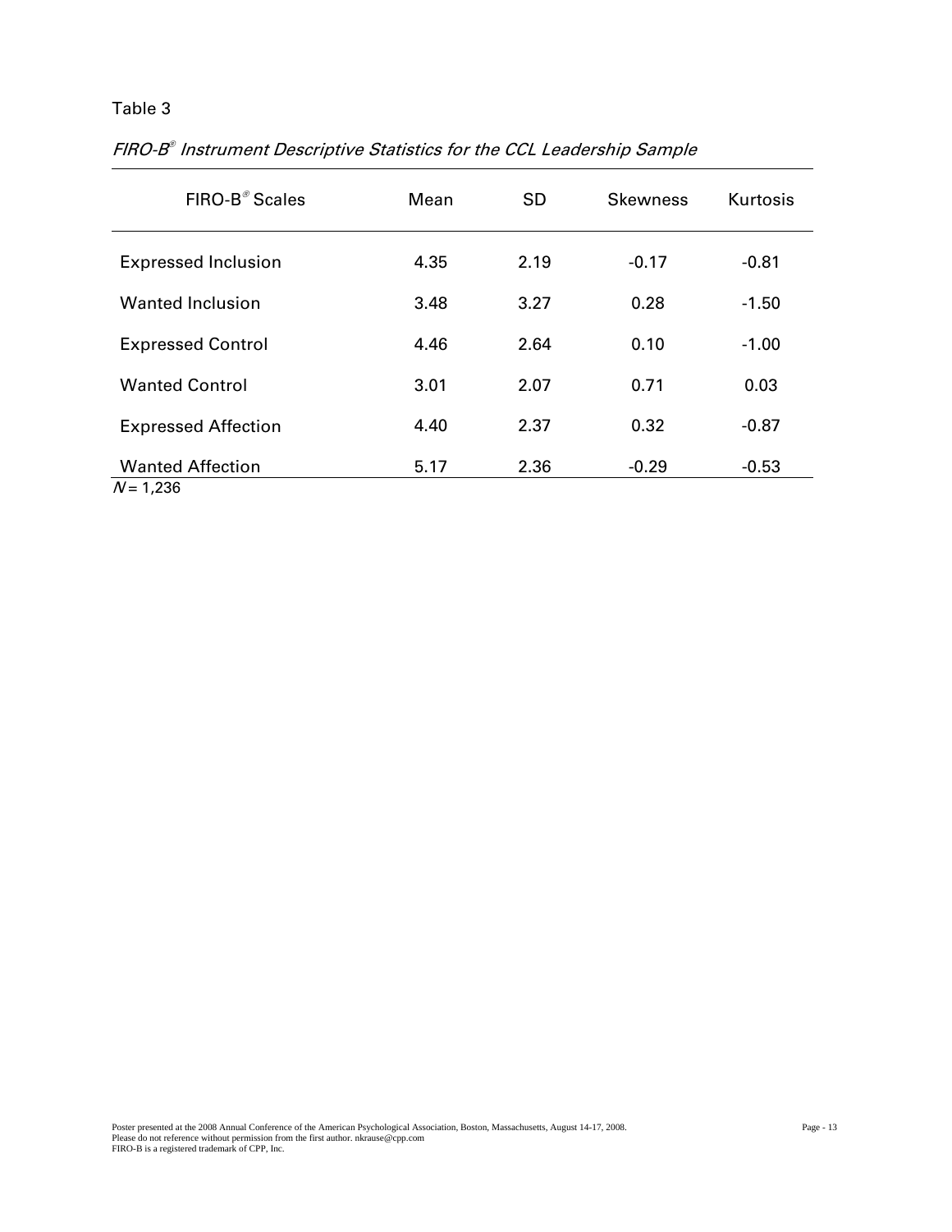Table 3

*FIRO-B® Instrument Descriptive Statistics for the CCL Leadership Sample*

| FIRO-B® Scales | Mean | SD | Skewness | Kurtosis |
|---|---|---|---|---|
| Expressed Inclusion | 4.35 | 2.19 | -0.17 | -0.81 |
| Wanted Inclusion | 3.48 | 3.27 | 0.28 | -1.50 |
| Expressed Control | 4.46 | 2.64 | 0.10 | -1.00 |
| Wanted Control | 3.01 | 2.07 | 0.71 | 0.03 |
| Expressed Affection | 4.40 | 2.37 | 0.32 | -0.87 |
| Wanted Affection | 5.17 | 2.36 | -0.29 | -0.53 |

*N* = 1,236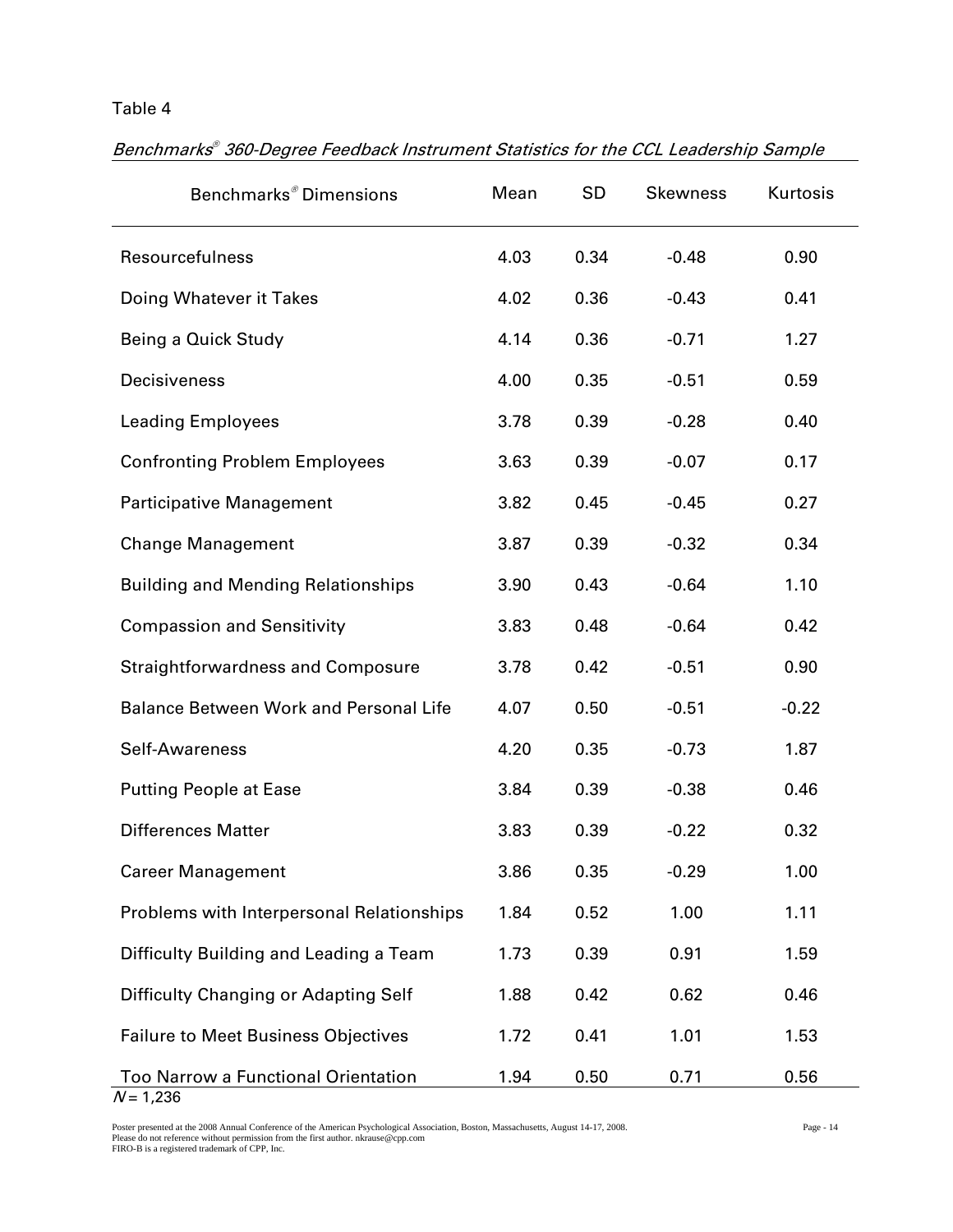Table 4

*Benchmarks® 360-Degree Feedback Instrument Statistics for the CCL Leadership Sample*

| Benchmarks® Dimensions | Mean | SD | Skewness | Kurtosis |
|---|---|---|---|---|
| Resourcefulness | 4.03 | 0.34 | -0.48 | 0.90 |
| Doing Whatever it Takes | 4.02 | 0.36 | -0.43 | 0.41 |
| Being a Quick Study | 4.14 | 0.36 | -0.71 | 1.27 |
| Decisiveness | 4.00 | 0.35 | -0.51 | 0.59 |
| Leading Employees | 3.78 | 0.39 | -0.28 | 0.40 |
| Confronting Problem Employees | 3.63 | 0.39 | -0.07 | 0.17 |
| Participative Management | 3.82 | 0.45 | -0.45 | 0.27 |
| Change Management | 3.87 | 0.39 | -0.32 | 0.34 |
| Building and Mending Relationships | 3.90 | 0.43 | -0.64 | 1.10 |
| Compassion and Sensitivity | 3.83 | 0.48 | -0.64 | 0.42 |
| Straightforwardness and Composure | 3.78 | 0.42 | -0.51 | 0.90 |
| Balance Between Work and Personal Life | 4.07 | 0.50 | -0.51 | -0.22 |
| Self-Awareness | 4.20 | 0.35 | -0.73 | 1.87 |
| Putting People at Ease | 3.84 | 0.39 | -0.38 | 0.46 |
| Differences Matter | 3.83 | 0.39 | -0.22 | 0.32 |
| Career Management | 3.86 | 0.35 | -0.29 | 1.00 |
| Problems with Interpersonal Relationships | 1.84 | 0.52 | 1.00 | 1.11 |
| Difficulty Building and Leading a Team | 1.73 | 0.39 | 0.91 | 1.59 |
| Difficulty Changing or Adapting Self | 1.88 | 0.42 | 0.62 | 0.46 |
| Failure to Meet Business Objectives | 1.72 | 0.41 | 1.01 | 1.53 |
| Too Narrow a Functional Orientation | 1.94 | 0.50 | 0.71 | 0.56 |

*N* = 1,236

Poster presented at the 2008 Annual Conference of the American Psychological Association, Boston, Massachusetts, August 14-17, 2008.
Please do not reference without permission from the first author. nkrause@cpp.com
FIRO-B is a registered trademark of CPP, Inc.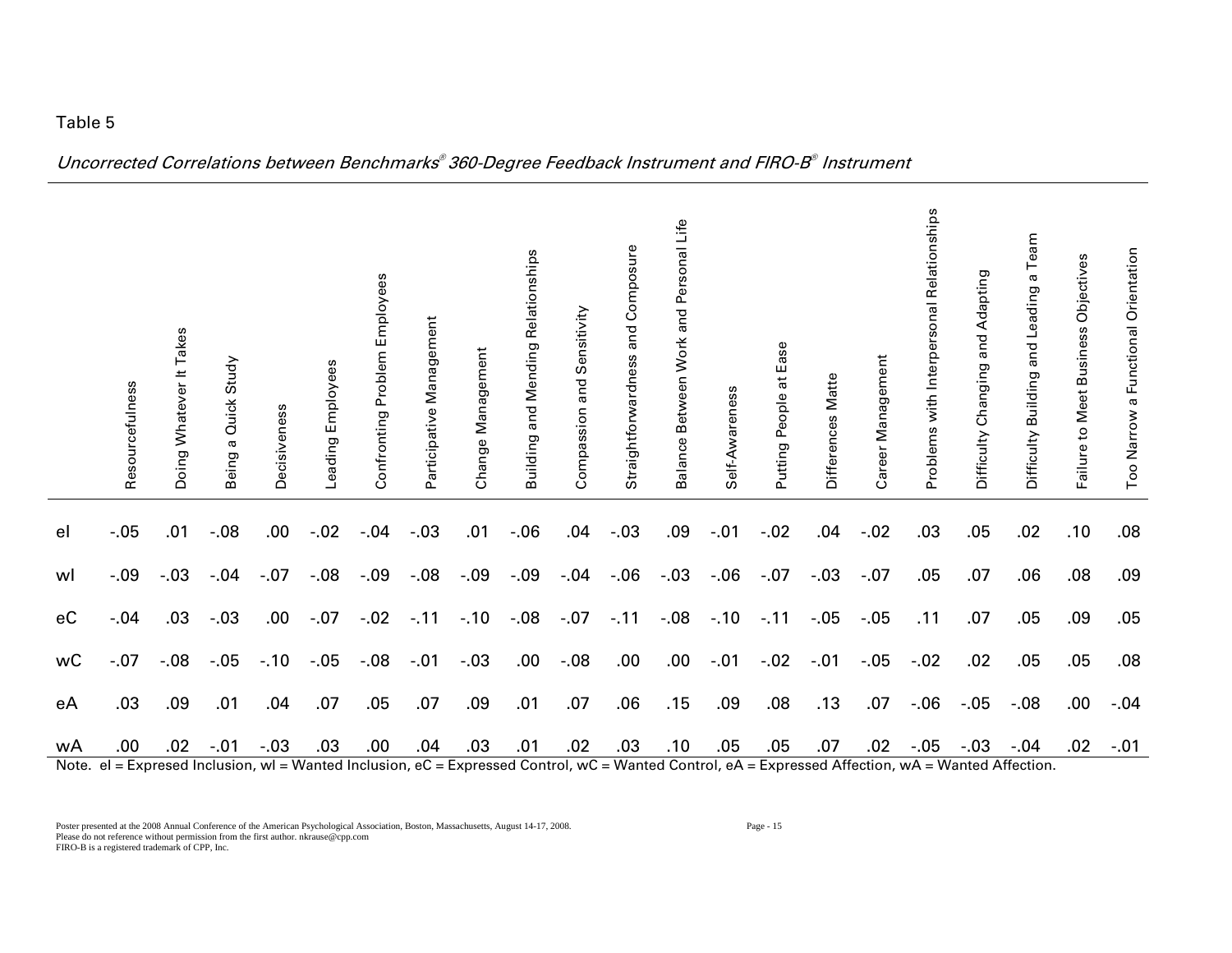Table 5

*Uncorrected Correlations between Benchmarks® 360-Degree Feedback Instrument and FIRO-B® Instrument*

| | Resourcefulness | Doing Whatever It Takes | Being a Quick Study | Decisiveness | Leading Employees | Confronting Problem Employees | Participative Management | Change Management | Building and Mending Relationships | Compassion and Sensitivity | Straightforwardness and Composure | Balance Between Work and Personal Life | Self-Awareness | Putting People at Ease | Differences Matte | Career Management | Problems with Interpersonal Relationships | Difficulty Changing and Adapting | Difficulty Building and Leading a Team | Failure to Meet Business Objectives | Too Narrow a Functional Orientation |
|---|---|---|---|---|---|---|---|---|---|---|---|---|---|---|---|---|---|---|---|---|---|
| eI | -.05 | .01 | -.08 | .00 | -.02 | -.04 | -.03 | .01 | -.06 | .04 | -.03 | .09 | -.01 | -.02 | .04 | -.02 | .03 | .05 | .02 | .10 | .08 |
| wI | -.09 | -.03 | -.04 | -.07 | -.08 | -.09 | -.08 | -.09 | -.09 | -.04 | -.06 | -.03 | -.06 | -.07 | -.03 | -.07 | .05 | .07 | .06 | .08 | .09 |
| eC | -.04 | .03 | -.03 | .00 | -.07 | -.02 | -.11 | -.10 | -.08 | -.07 | -.11 | -.08 | -.10 | -.11 | -.05 | -.05 | .11 | .07 | .05 | .09 | .05 |
| wC | -.07 | -.08 | -.05 | -.10 | -.05 | -.08 | -.01 | -.03 | .00 | -.08 | .00 | .00 | -.01 | -.02 | -.01 | -.05 | -.02 | .02 | .05 | .05 | .08 |
| eA | .03 | .09 | .01 | .04 | .07 | .05 | .07 | .09 | .01 | .07 | .06 | .15 | .09 | .08 | .13 | .07 | -.06 | -.05 | -.08 | .00 | -.04 |
| wA | .00 | .02 | -.01 | -.03 | .03 | .00 | .04 | .03 | .01 | .02 | .03 | .10 | .05 | .05 | .07 | .02 | -.05 | -.03 | -.04 | .02 | -.01 |

Note. eI = Expresed Inclusion, wI = Wanted Inclusion, eC = Expressed Control, wC = Wanted Control, eA = Expressed Affection, wA = Wanted Affection.

Poster presented at the 2008 Annual Conference of the American Psychological Association, Boston, Massachusetts, August 14-17, 2008.
Please do not reference without permission from the first author. nkrause@cpp.com
FIRO-B is a registered trademark of CPP, Inc.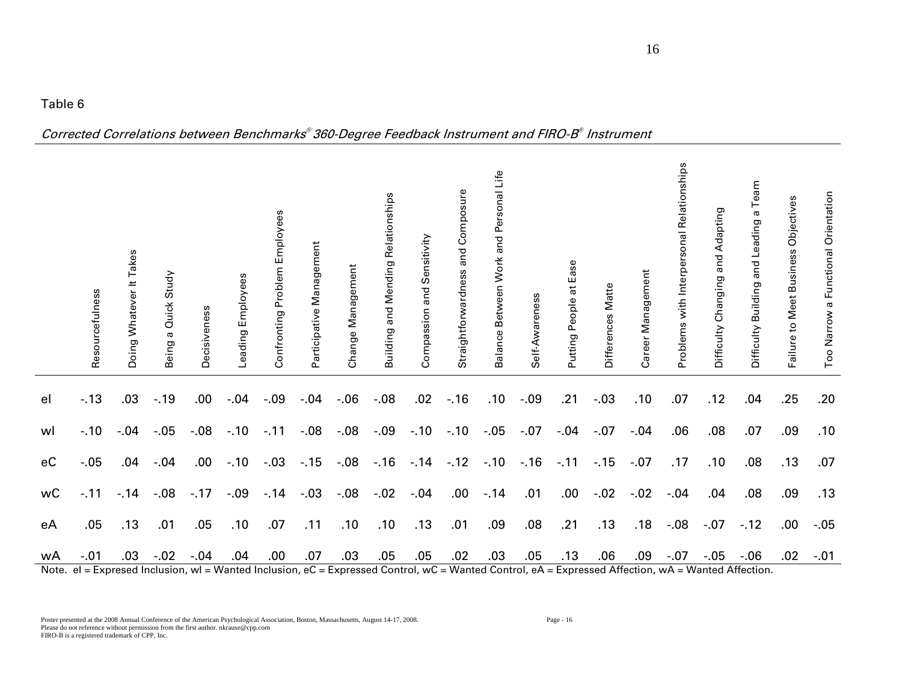Table 6

*Corrected Correlations between Benchmarks® 360-Degree Feedback Instrument and FIRO-B® Instrument*

| | Resourcefulness | Doing Whatever It Takes | Being a Quick Study | Decisiveness | Leading Employees | Confronting Problem Employees | Participative Management | Change Management | Building and Mending Relationships | Compassion and Sensitivity | Straightforwardness and Composure | Balance Between Work and Personal Life | Self-Awareness | Putting People at Ease | Differences Matte | Career Management | Problems with Interpersonal Relationships | Difficulty Changing and Adapting | Difficulty Building and Leading a Team | Failure to Meet Business Objectives | Too Narrow a Functional Orientation |
|---|---|---|---|---|---|---|---|---|---|---|---|---|---|---|---|---|---|---|---|---|---|
| eI | -.13 | .03 | -.19 | .00 | -.04 | -.09 | -.04 | -.06 | -.08 | .02 | -.16 | .10 | -.09 | .21 | -.03 | .10 | .07 | .12 | .04 | .25 | .20 |
| wI | -.10 | -.04 | -.05 | -.08 | -.10 | -.11 | -.08 | -.08 | -.09 | -.10 | -.10 | -.05 | -.07 | -.04 | -.07 | -.04 | .06 | .08 | .07 | .09 | .10 |
| eC | -.05 | .04 | -.04 | .00 | -.10 | -.03 | -.15 | -.08 | -.16 | -.14 | -.12 | -.10 | -.16 | -.11 | -.15 | -.07 | .17 | .10 | .08 | .13 | .07 |
| wC | -.11 | -.14 | -.08 | -.17 | -.09 | -.14 | -.03 | -.08 | -.02 | -.04 | .00 | -.14 | .01 | .00 | -.02 | -.02 | -.04 | .04 | .08 | .09 | .13 |
| eA | .05 | .13 | .01 | .05 | .10 | .07 | .11 | .10 | .10 | .13 | .01 | .09 | .08 | .21 | .13 | .18 | -.08 | -.07 | -.12 | .00 | -.05 |
| wA | -.01 | .03 | -.02 | -.04 | .04 | .00 | .07 | .03 | .05 | .05 | .02 | .03 | .05 | .13 | .06 | .09 | -.07 | -.05 | -.06 | .02 | -.01 |

Note. eI = Expresed Inclusion, wI = Wanted Inclusion, eC = Expressed Control, wC = Wanted Control, eA = Expressed Affection, wA = Wanted Affection.

Poster presented at the 2008 Annual Conference of the American Psychological Association, Boston, Massachusetts, August 14-17, 2008.
Please do not reference without permission from the first author. nkrause@cpp.com
FIRO-B is a registered trademark of CPP, Inc.